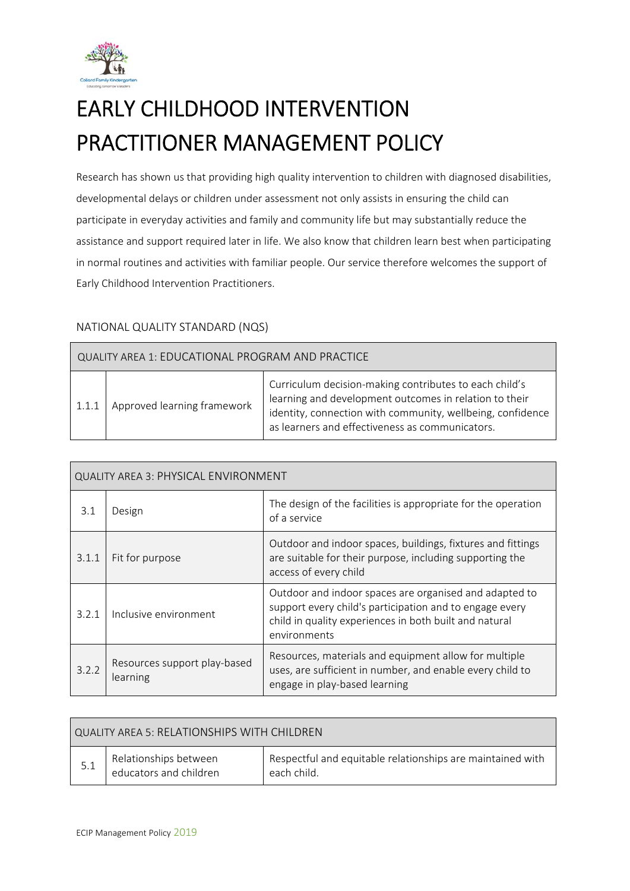# EARLY CHILDHOOD INTERVENTION PRACTITIONER MANAGEMENT POLICY

Research has shown us that providing high quality intervention to children with diagnosed disabilities, developmental delays or children under assessment not only assists in ensuring the child can participate in everyday activities and family and community life but may substantially reduce the assistance and support required later in life. We also know that children learn best when participating in normal routines and activities with familiar people. Our service therefore welcomes the support of Early Childhood Intervention Practitioners.

## NATIONAL QUALITY STANDARD (NQS)

| QUALITY AREA 1: EDUCATIONAL PROGRAM AND PRACTICE | | |
|---|---|---|
| 1.1.1 | Approved learning framework | Curriculum decision-making contributes to each child's learning and development outcomes in relation to their identity, connection with community, wellbeing, confidence as learners and effectiveness as communicators. |

| QUALITY AREA 3: PHYSICAL ENVIRONMENT | | |
|---|---|---|
| 3.1 | Design | The design of the facilities is appropriate for the operation of a service |
| 3.1.1 | Fit for purpose | Outdoor and indoor spaces, buildings, fixtures and fittings are suitable for their purpose, including supporting the access of every child |
| 3.2.1 | Inclusive environment | Outdoor and indoor spaces are organised and adapted to support every child's participation and to engage every child in quality experiences in both built and natural environments |
| 3.2.2 | Resources support play-based learning | Resources, materials and equipment allow for multiple uses, are sufficient in number, and enable every child to engage in play-based learning |

| QUALITY AREA 5: RELATIONSHIPS WITH CHILDREN | | |
|---|---|---|
| 5.1 | Relationships between educators and children | Respectful and equitable relationships are maintained with each child. |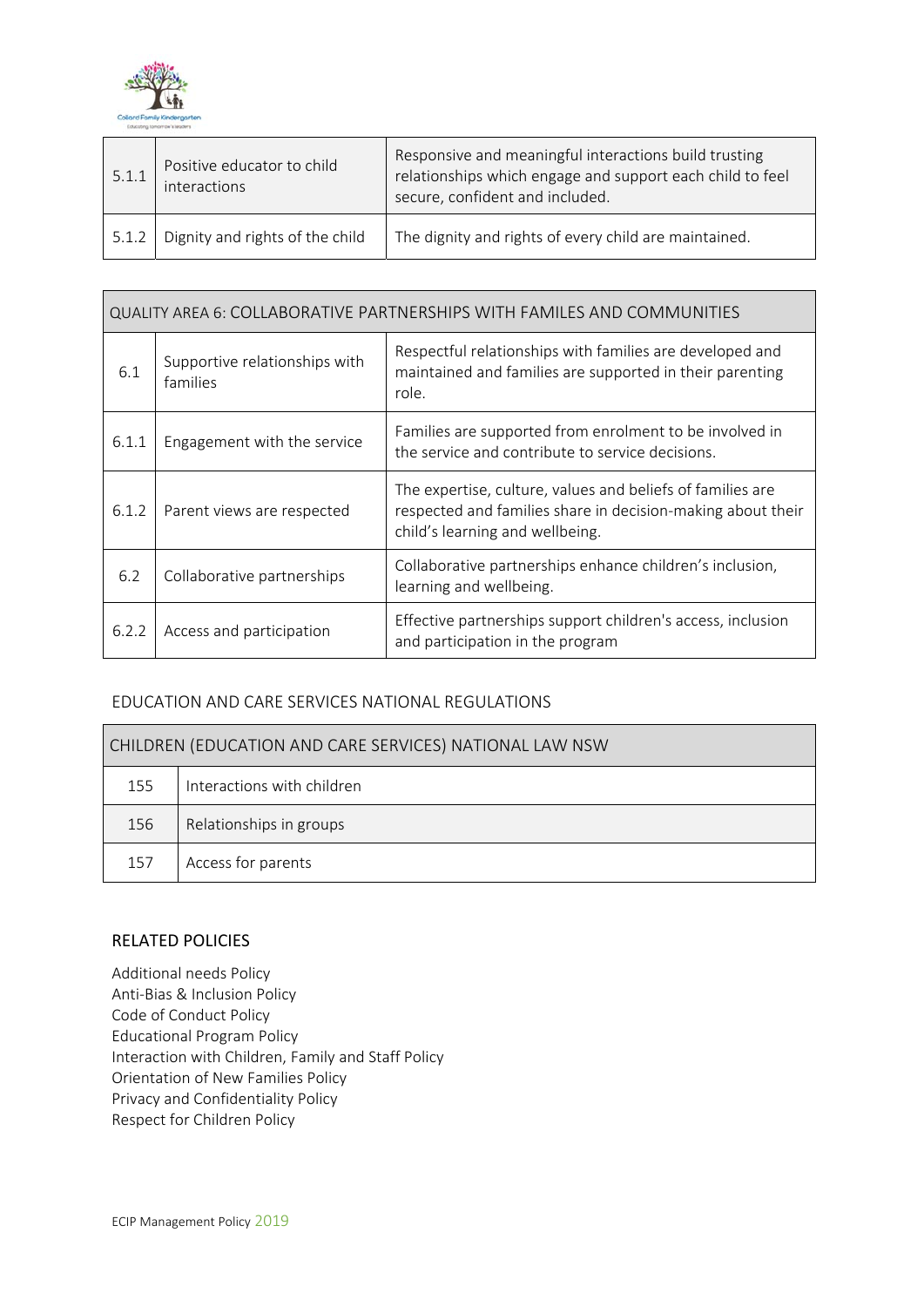| 5.1.1 | Positive educator to child interactions | Responsive and meaningful interactions build trusting relationships which engage and support each child to feel secure, confident and included. |
|---|---|---|
| 5.1.2 | Dignity and rights of the child | The dignity and rights of every child are maintained. |

| QUALITY AREA 6: COLLABORATIVE PARTNERSHIPS WITH FAMILES AND COMMUNITIES | | |
|---|---|---|
| 6.1 | Supportive relationships with families | Respectful relationships with families are developed and maintained and families are supported in their parenting role. |
| 6.1.1 | Engagement with the service | Families are supported from enrolment to be involved in the service and contribute to service decisions. |
| 6.1.2 | Parent views are respected | The expertise, culture, values and beliefs of families are respected and families share in decision-making about their child's learning and wellbeing. |
| 6.2 | Collaborative partnerships | Collaborative partnerships enhance children's inclusion, learning and wellbeing. |
| 6.2.2 | Access and participation | Effective partnerships support children's access, inclusion and participation in the program |

## EDUCATION AND CARE SERVICES NATIONAL REGULATIONS

| CHILDREN (EDUCATION AND CARE SERVICES) NATIONAL LAW NSW | |
|---|---|
| 155 | Interactions with children |
| 156 | Relationships in groups |
| 157 | Access for parents |

## RELATED POLICIES

Additional needs Policy
Anti-Bias & Inclusion Policy
Code of Conduct Policy
Educational Program Policy
Interaction with Children, Family and Staff Policy
Orientation of New Families Policy
Privacy and Confidentiality Policy
Respect for Children Policy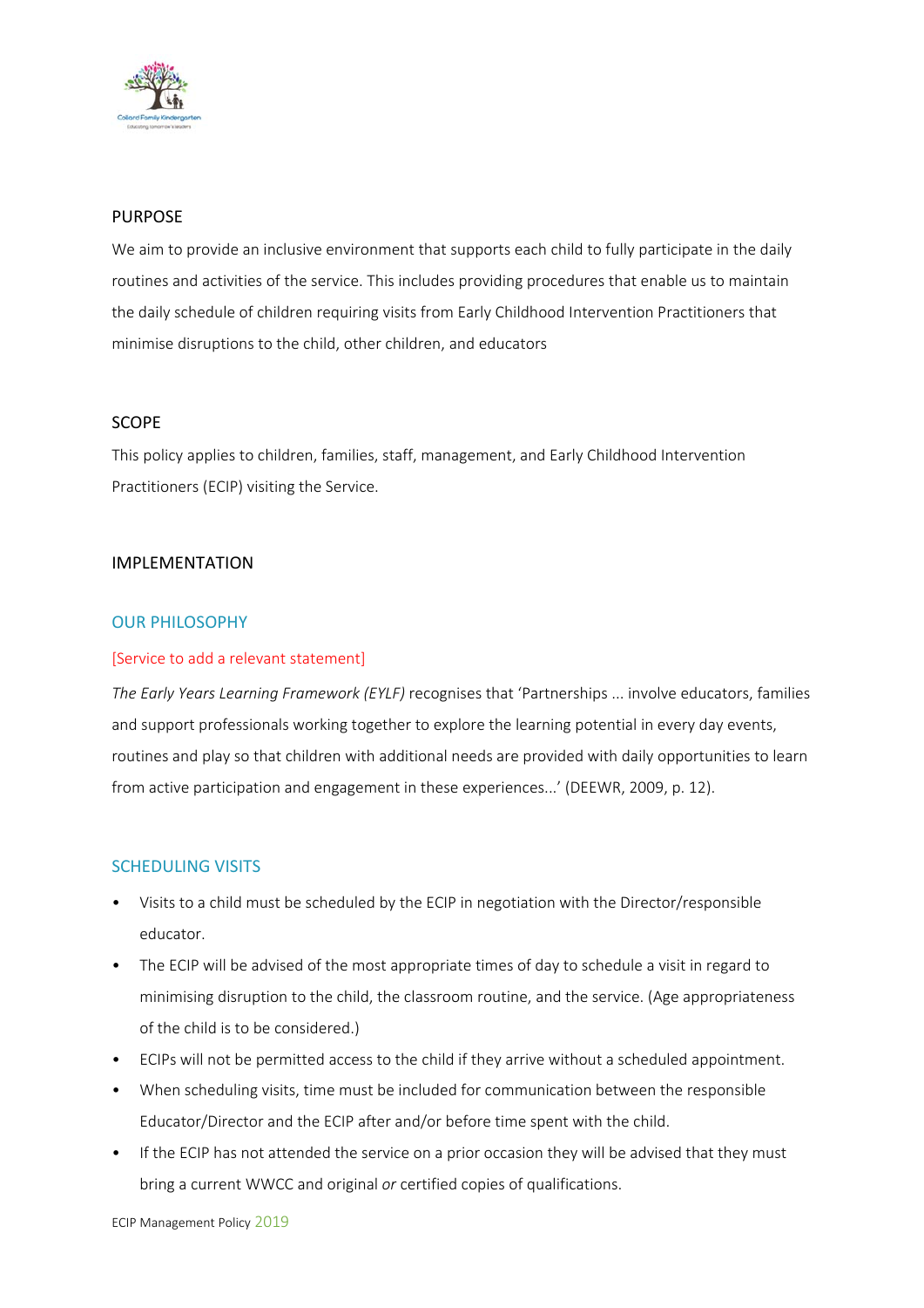## PURPOSE

We aim to provide an inclusive environment that supports each child to fully participate in the daily routines and activities of the service. This includes providing procedures that enable us to maintain the daily schedule of children requiring visits from Early Childhood Intervention Practitioners that minimise disruptions to the child, other children, and educators

## SCOPE

This policy applies to children, families, staff, management, and Early Childhood Intervention Practitioners (ECIP) visiting the Service.

## IMPLEMENTATION

### OUR PHILOSOPHY

[Service to add a relevant statement]

*The Early Years Learning Framework (EYLF)* recognises that 'Partnerships ... involve educators, families and support professionals working together to explore the learning potential in every day events, routines and play so that children with additional needs are provided with daily opportunities to learn from active participation and engagement in these experiences...' (DEEWR, 2009, p. 12).

### SCHEDULING VISITS

- Visits to a child must be scheduled by the ECIP in negotiation with the Director/responsible educator.
- The ECIP will be advised of the most appropriate times of day to schedule a visit in regard to minimising disruption to the child, the classroom routine, and the service. (Age appropriateness of the child is to be considered.)
- ECIPs will not be permitted access to the child if they arrive without a scheduled appointment.
- When scheduling visits, time must be included for communication between the responsible Educator/Director and the ECIP after and/or before time spent with the child.
- If the ECIP has not attended the service on a prior occasion they will be advised that they must bring a current WWCC and original *or* certified copies of qualifications.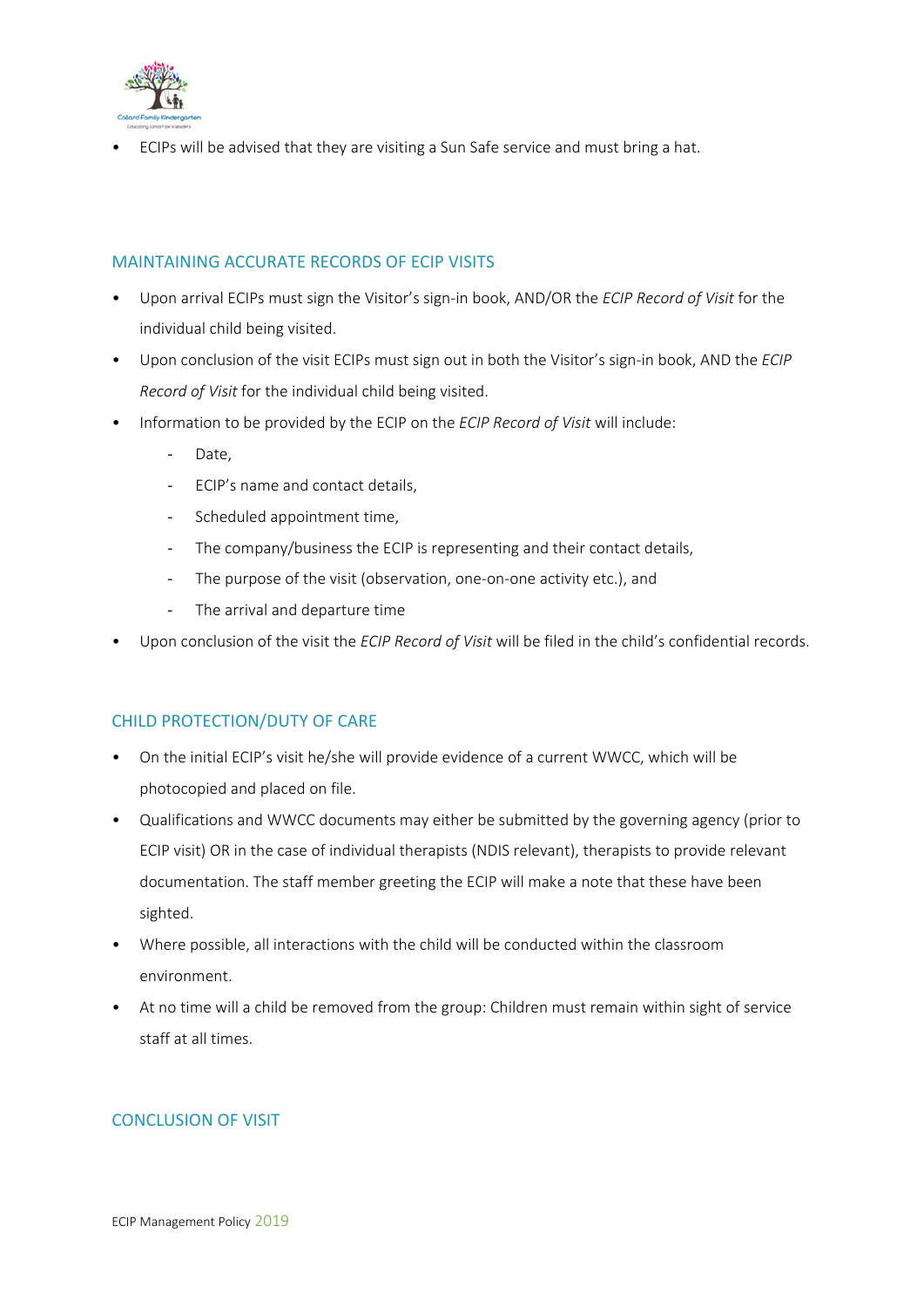- ECIPs will be advised that they are visiting a Sun Safe service and must bring a hat.

## MAINTAINING ACCURATE RECORDS OF ECIP VISITS

- Upon arrival ECIPs must sign the Visitor's sign-in book, AND/OR the *ECIP Record of Visit* for the individual child being visited.
- Upon conclusion of the visit ECIPs must sign out in both the Visitor's sign-in book, AND the *ECIP Record of Visit* for the individual child being visited.
- Information to be provided by the ECIP on the *ECIP Record of Visit* will include:
  - Date,
  - ECIP's name and contact details,
  - Scheduled appointment time,
  - The company/business the ECIP is representing and their contact details,
  - The purpose of the visit (observation, one-on-one activity etc.), and
  - The arrival and departure time
- Upon conclusion of the visit the *ECIP Record of Visit* will be filed in the child's confidential records.

## CHILD PROTECTION/DUTY OF CARE

- On the initial ECIP's visit he/she will provide evidence of a current WWCC, which will be photocopied and placed on file.
- Qualifications and WWCC documents may either be submitted by the governing agency (prior to ECIP visit) OR in the case of individual therapists (NDIS relevant), therapists to provide relevant documentation. The staff member greeting the ECIP will make a note that these have been sighted.
- Where possible, all interactions with the child will be conducted within the classroom environment.
- At no time will a child be removed from the group: Children must remain within sight of service staff at all times.

## CONCLUSION OF VISIT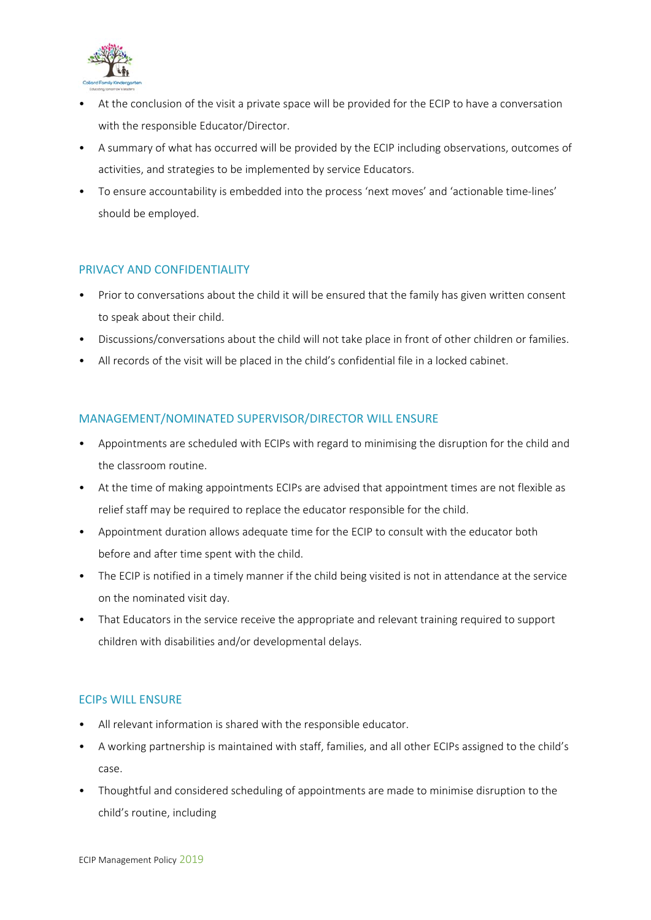- At the conclusion of the visit a private space will be provided for the ECIP to have a conversation with the responsible Educator/Director.
- A summary of what has occurred will be provided by the ECIP including observations, outcomes of activities, and strategies to be implemented by service Educators.
- To ensure accountability is embedded into the process 'next moves' and 'actionable time-lines' should be employed.

## PRIVACY AND CONFIDENTIALITY

- Prior to conversations about the child it will be ensured that the family has given written consent to speak about their child.
- Discussions/conversations about the child will not take place in front of other children or families.
- All records of the visit will be placed in the child's confidential file in a locked cabinet.

## MANAGEMENT/NOMINATED SUPERVISOR/DIRECTOR WILL ENSURE

- Appointments are scheduled with ECIPs with regard to minimising the disruption for the child and the classroom routine.
- At the time of making appointments ECIPs are advised that appointment times are not flexible as relief staff may be required to replace the educator responsible for the child.
- Appointment duration allows adequate time for the ECIP to consult with the educator both before and after time spent with the child.
- The ECIP is notified in a timely manner if the child being visited is not in attendance at the service on the nominated visit day.
- That Educators in the service receive the appropriate and relevant training required to support children with disabilities and/or developmental delays.

## ECIPs WILL ENSURE

- All relevant information is shared with the responsible educator.
- A working partnership is maintained with staff, families, and all other ECIPs assigned to the child's case.
- Thoughtful and considered scheduling of appointments are made to minimise disruption to the child's routine, including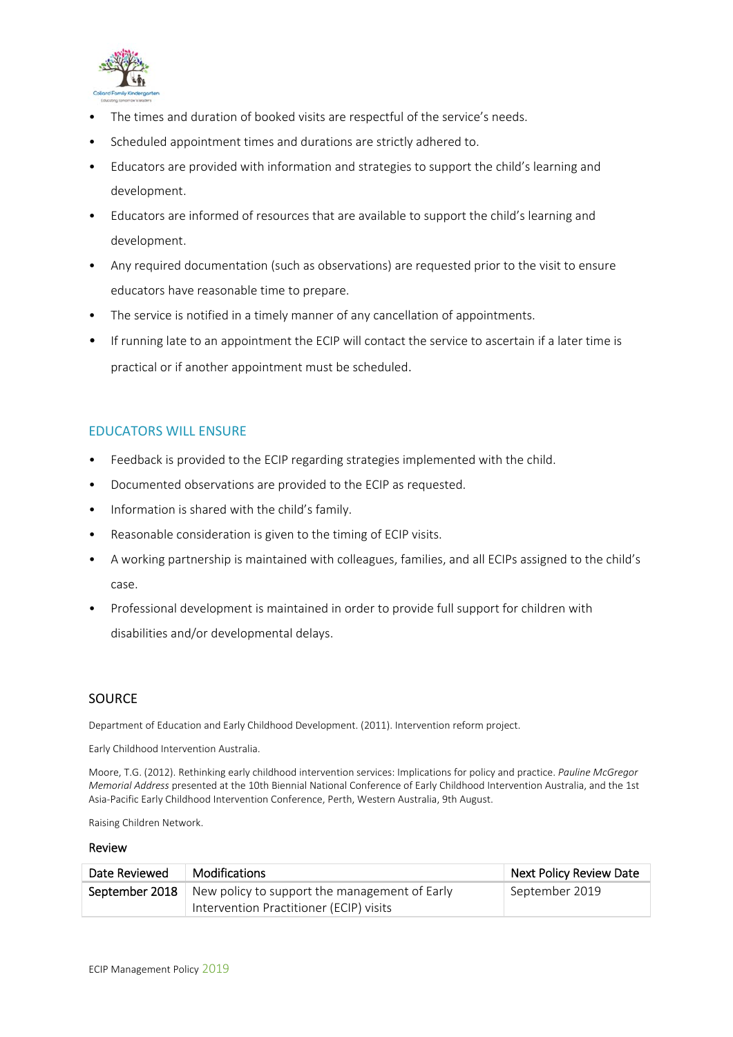- The times and duration of booked visits are respectful of the service's needs.
- Scheduled appointment times and durations are strictly adhered to.
- Educators are provided with information and strategies to support the child's learning and development.
- Educators are informed of resources that are available to support the child's learning and development.
- Any required documentation (such as observations) are requested prior to the visit to ensure educators have reasonable time to prepare.
- The service is notified in a timely manner of any cancellation of appointments.
- If running late to an appointment the ECIP will contact the service to ascertain if a later time is practical or if another appointment must be scheduled.

## EDUCATORS WILL ENSURE

- Feedback is provided to the ECIP regarding strategies implemented with the child.
- Documented observations are provided to the ECIP as requested.
- Information is shared with the child's family.
- Reasonable consideration is given to the timing of ECIP visits.
- A working partnership is maintained with colleagues, families, and all ECIPs assigned to the child's case.
- Professional development is maintained in order to provide full support for children with disabilities and/or developmental delays.

## SOURCE

Department of Education and Early Childhood Development. (2011). Intervention reform project.

Early Childhood Intervention Australia.

Moore, T.G. (2012). Rethinking early childhood intervention services: Implications for policy and practice. *Pauline McGregor Memorial Address* presented at the 10th Biennial National Conference of Early Childhood Intervention Australia, and the 1st Asia-Pacific Early Childhood Intervention Conference, Perth, Western Australia, 9th August.

Raising Children Network.

### Review

| Date Reviewed | Modifications | Next Policy Review Date |
| --- | --- | --- |
| September 2018 | New policy to support the management of Early Intervention Practitioner (ECIP) visits | September 2019 |